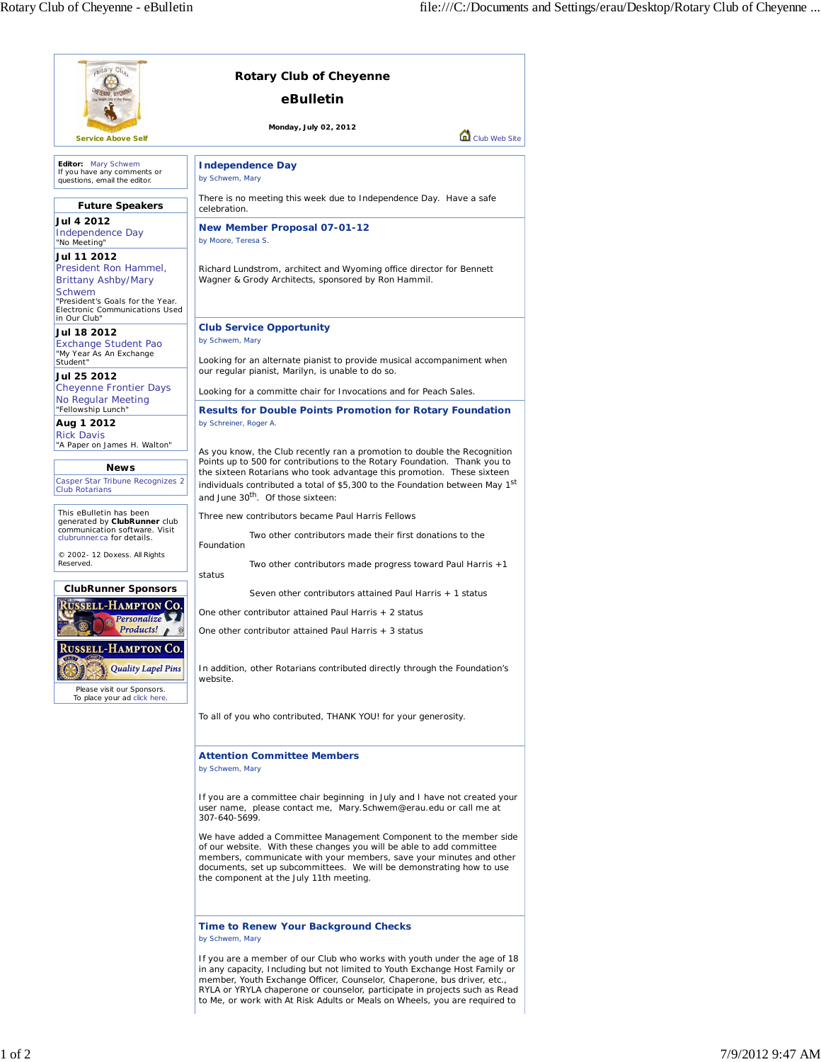# Rotary Club of Cheyenne

## eBulletin

**Monday, July 02, 2012**

Service Above Self

Club Web Site

**Editor:** Mary Schwem
If you have any comments or questions, email the editor.

### Future Speakers

**Jul 4 2012**
Independence Day
"No Meeting"

**Jul 11 2012**
President Ron Hammel, Brittany Ashby/Mary Schwem
"President's Goals for the Year. Electronic Communications Used in Our Club"

**Jul 18 2012**
Exchange Student Pao
"My Year As An Exchange Student"

**Jul 25 2012**
Cheyenne Frontier Days
No Regular Meeting
"Fellowship Lunch"

**Aug 1 2012**
Rick Davis
"A Paper on James H. Walton"

### News

Casper Star Tribune Recognizes 2 Club Rotarians

This eBulletin has been generated by **ClubRunner** club communication software. Visit clubrunner.ca for details.

© 2002- 12 Doxess. All Rights Reserved.

### ClubRunner Sponsors

Please visit our Sponsors.
To place your ad click here.

## Independence Day

by Schwem, Mary

There is no meeting this week due to Independence Day. Have a safe celebration.

## New Member Proposal 07-01-12

by Moore, Teresa S.

Richard Lundstrom, architect and Wyoming office director for Bennett Wagner & Grody Architects, sponsored by Ron Hammil.

## Club Service Opportunity

by Schwem, Mary

Looking for an alternate pianist to provide musical accompaniment when our regular pianist, Marilyn, is unable to do so.

Looking for a committe chair for Invocations and for Peach Sales.

## Results for Double Points Promotion for Rotary Foundation

by Schreiner, Roger A.

As you know, the Club recently ran a promotion to double the Recognition Points up to 500 for contributions to the Rotary Foundation. Thank you to the sixteen Rotarians who took advantage this promotion. These sixteen individuals contributed a total of $5,300 to the Foundation between May 1st and June 30th. Of those sixteen:

Three new contributors became Paul Harris Fellows

Two other contributors made their first donations to the Foundation

Two other contributors made progress toward Paul Harris +1 status

Seven other contributors attained Paul Harris + 1 status

One other contributor attained Paul Harris + 2 status

One other contributor attained Paul Harris + 3 status

In addition, other Rotarians contributed directly through the Foundation's website.

To all of you who contributed, THANK YOU! for your generosity.

## Attention Committee Members

by Schwem, Mary

If you are a committee chair beginning in July and I have not created your user name, please contact me, Mary.Schwem@erau.edu or call me at 307-640-5699.

We have added a Committee Management Component to the member side of our website. With these changes you will be able to add committee members, communicate with your members, save your minutes and other documents, set up subcommittees. We will be demonstrating how to use the component at the July 11th meeting.

## Time to Renew Your Background Checks

by Schwem, Mary

If you are a member of our Club who works with youth under the age of 18 in any capacity, Including but not limited to Youth Exchange Host Family or member, Youth Exchange Officer, Counselor, Chaperone, bus driver, etc., RYLA or YRYLA chaperone or counselor, participate in projects such as Read to Me, or work with At Risk Adults or Meals on Wheels, you are required to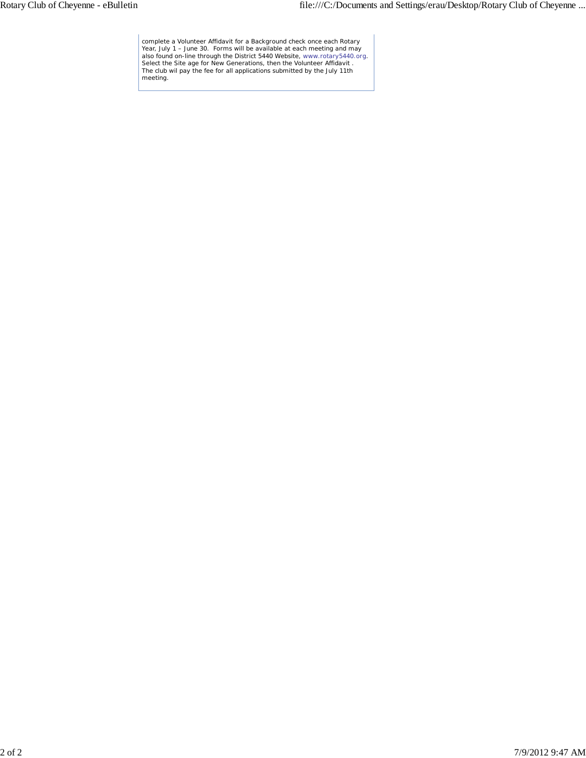complete a Volunteer Affidavit for a Background check once each Rotary Year, July 1 – June 30. Forms will be available at each meeting and may also found on-line through the District 5440 Website, www.rotary5440.org. Select the Site age for New Generations, then the Volunteer Affidavit . The club wil pay the fee for all applications submitted by the July 11th meeting.